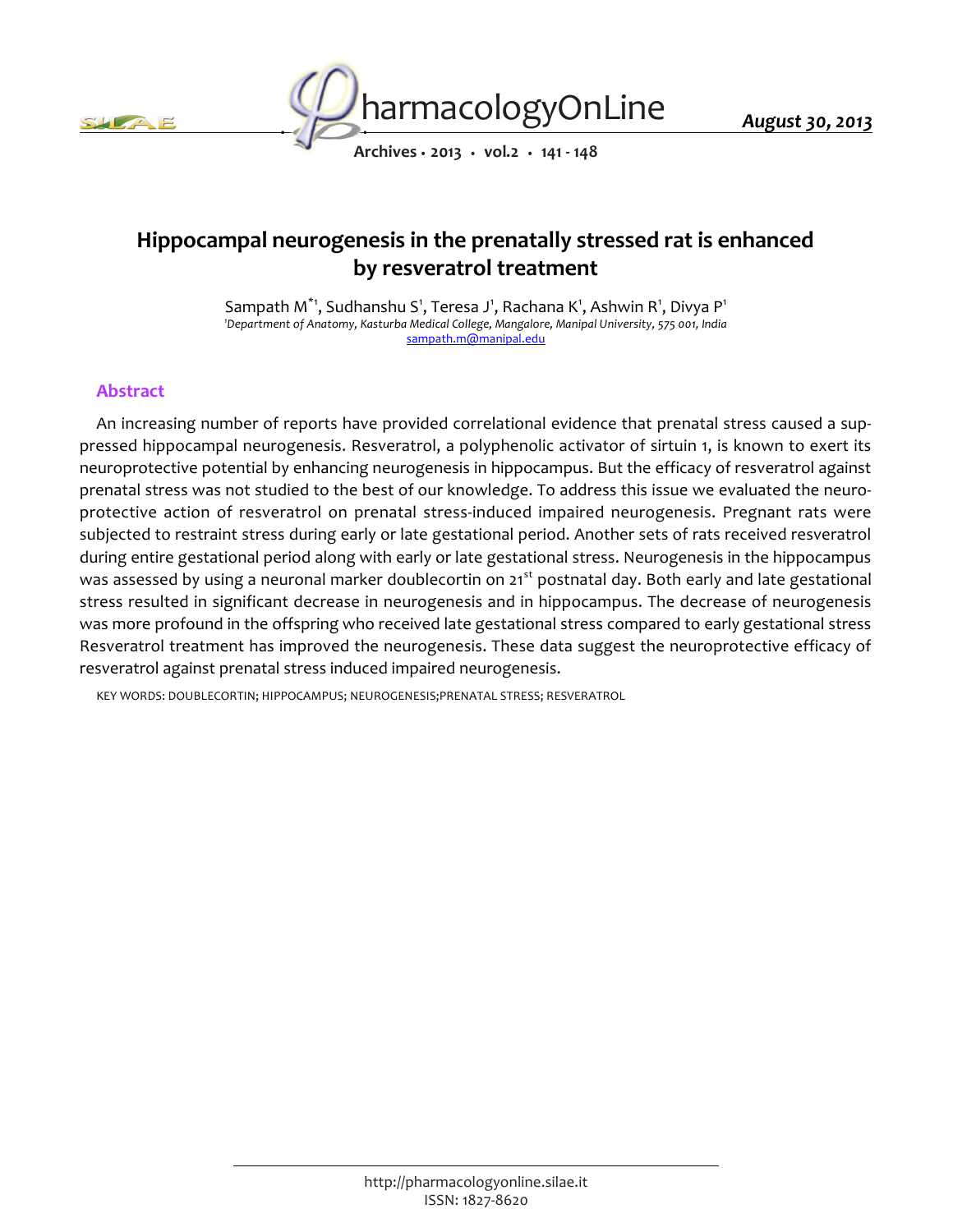# Hippocampal neurogenesis in the prenatally stressed rat is enhanced by resveratrol treatment

Sampath M[*1], Sudhanshu S[1], Teresa J[1], Rachana K[1], Ashwin R[1], Divya P[1]

[1]*Department of Anatomy, Kasturba Medical College, Mangalore, Manipal University, 575 001, India*

sampath.m@manipal.edu

## Abstract

An increasing number of reports have provided correlational evidence that prenatal stress caused a suppressed hippocampal neurogenesis. Resveratrol, a polyphenolic activator of sirtuin 1, is known to exert its neuroprotective potential by enhancing neurogenesis in hippocampus. But the efficacy of resveratrol against prenatal stress was not studied to the best of our knowledge. To address this issue we evaluated the neuroprotective action of resveratrol on prenatal stress-induced impaired neurogenesis. Pregnant rats were subjected to restraint stress during early or late gestational period. Another sets of rats received resveratrol during entire gestational period along with early or late gestational stress. Neurogenesis in the hippocampus was assessed by using a neuronal marker doublecortin on 21st postnatal day. Both early and late gestational stress resulted in significant decrease in neurogenesis and in hippocampus. The decrease of neurogenesis was more profound in the offspring who received late gestational stress compared to early gestational stress Resveratrol treatment has improved the neurogenesis. These data suggest the neuroprotective efficacy of resveratrol against prenatal stress induced impaired neurogenesis.

KEY WORDS: DOUBLECORTIN; HIPPOCAMPUS; NEUROGENESIS;PRENATAL STRESS; RESVERATROL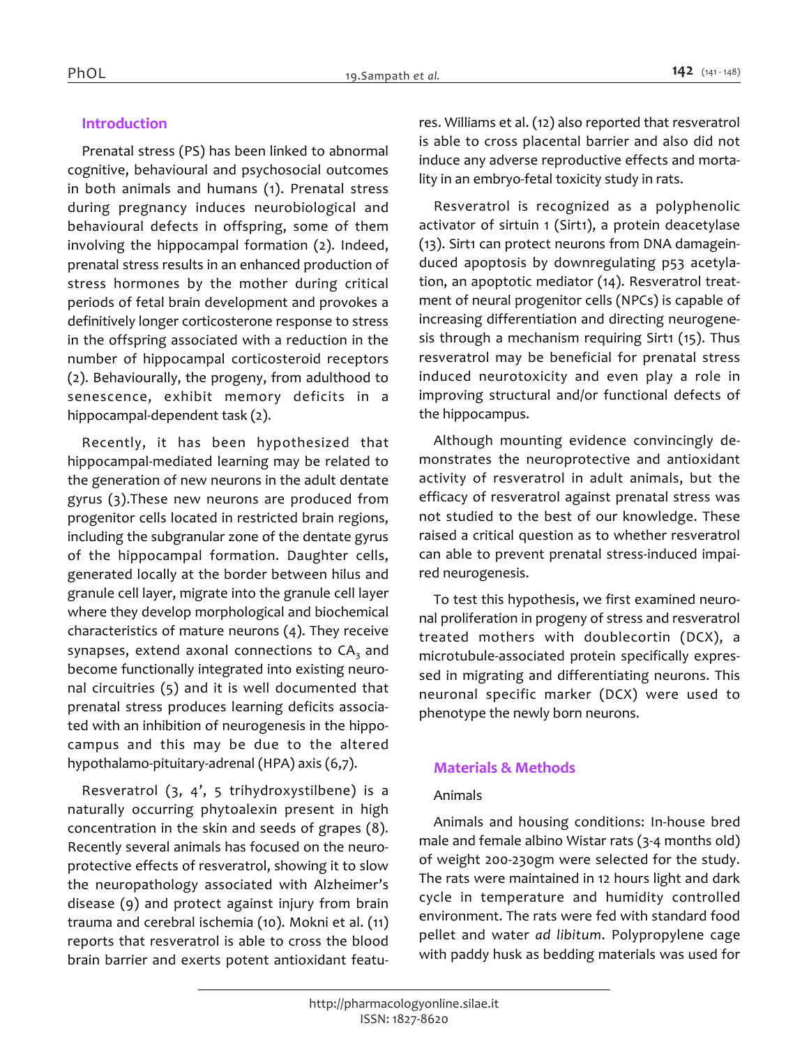## Introduction

Prenatal stress (PS) has been linked to abnormal cognitive, behavioural and psychosocial outcomes in both animals and humans (1). Prenatal stress during pregnancy induces neurobiological and behavioural defects in offspring, some of them involving the hippocampal formation (2). Indeed, prenatal stress results in an enhanced production of stress hormones by the mother during critical periods of fetal brain development and provokes a definitively longer corticosterone response to stress in the offspring associated with a reduction in the number of hippocampal corticosteroid receptors (2). Behaviourally, the progeny, from adulthood to senescence, exhibit memory deficits in a hippocampal-dependent task (2).

Recently, it has been hypothesized that hippocampal-mediated learning may be related to the generation of new neurons in the adult dentate gyrus (3).These new neurons are produced from progenitor cells located in restricted brain regions, including the subgranular zone of the dentate gyrus of the hippocampal formation. Daughter cells, generated locally at the border between hilus and granule cell layer, migrate into the granule cell layer where they develop morphological and biochemical characteristics of mature neurons (4). They receive synapses, extend axonal connections to $CA_3$ and become functionally integrated into existing neuronal circuitries (5) and it is well documented that prenatal stress produces learning deficits associated with an inhibition of neurogenesis in the hippocampus and this may be due to the altered hypothalamo-pituitary-adrenal (HPA) axis (6,7).

Resveratrol (3, 4', 5 trihydroxystilbene) is a naturally occurring phytoalexin present in high concentration in the skin and seeds of grapes (8). Recently several animals has focused on the neuroprotective effects of resveratrol, showing it to slow the neuropathology associated with Alzheimer's disease (9) and protect against injury from brain trauma and cerebral ischemia (10). Mokni et al. (11) reports that resveratrol is able to cross the blood brain barrier and exerts potent antioxidant features. Williams et al. (12) also reported that resveratrol is able to cross placental barrier and also did not induce any adverse reproductive effects and mortality in an embryo-fetal toxicity study in rats.

Resveratrol is recognized as a polyphenolic activator of sirtuin 1 (Sirt1), a protein deacetylase (13). Sirt1 can protect neurons from DNA damageinduced apoptosis by downregulating p53 acetylation, an apoptotic mediator (14). Resveratrol treatment of neural progenitor cells (NPCs) is capable of increasing differentiation and directing neurogenesis through a mechanism requiring Sirt1 (15). Thus resveratrol may be beneficial for prenatal stress induced neurotoxicity and even play a role in improving structural and/or functional defects of the hippocampus.

Although mounting evidence convincingly demonstrates the neuroprotective and antioxidant activity of resveratrol in adult animals, but the efficacy of resveratrol against prenatal stress was not studied to the best of our knowledge. These raised a critical question as to whether resveratrol can able to prevent prenatal stress-induced impaired neurogenesis.

To test this hypothesis, we first examined neuronal proliferation in progeny of stress and resveratrol treated mothers with doublecortin (DCX), a microtubule-associated protein specifically expressed in migrating and differentiating neurons. This neuronal specific marker (DCX) were used to phenotype the newly born neurons.

## Materials & Methods

### Animals

Animals and housing conditions: In-house bred male and female albino Wistar rats (3-4 months old) of weight 200-230gm were selected for the study. The rats were maintained in 12 hours light and dark cycle in temperature and humidity controlled environment. The rats were fed with standard food pellet and water *ad libitum*. Polypropylene cage with paddy husk as bedding materials was used for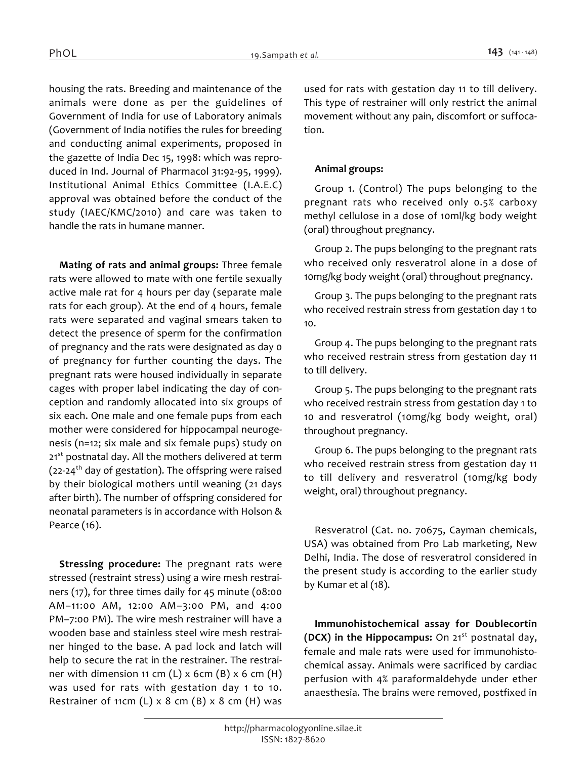housing the rats. Breeding and maintenance of the animals were done as per the guidelines of Government of India for use of Laboratory animals (Government of India notifies the rules for breeding and conducting animal experiments, proposed in the gazette of India Dec 15, 1998: which was reproduced in Ind. Journal of Pharmacol 31:92-95, 1999). Institutional Animal Ethics Committee (I.A.E.C) approval was obtained before the conduct of the study (IAEC/KMC/2010) and care was taken to handle the rats in humane manner.

**Mating of rats and animal groups:** Three female rats were allowed to mate with one fertile sexually active male rat for 4 hours per day (separate male rats for each group). At the end of 4 hours, female rats were separated and vaginal smears taken to detect the presence of sperm for the confirmation of pregnancy and the rats were designated as day 0 of pregnancy for further counting the days. The pregnant rats were housed individually in separate cages with proper label indicating the day of conception and randomly allocated into six groups of six each. One male and one female pups from each mother were considered for hippocampal neurogenesis (n=12; six male and six female pups) study on 21st postnatal day. All the mothers delivered at term (22-24th day of gestation). The offspring were raised by their biological mothers until weaning (21 days after birth). The number of offspring considered for neonatal parameters is in accordance with Holson & Pearce (16).

**Stressing procedure:** The pregnant rats were stressed (restraint stress) using a wire mesh restrainers (17), for three times daily for 45 minute (08:00 AM–11:00 AM, 12:00 AM–3:00 PM, and 4:00 PM–7:00 PM). The wire mesh restrainer will have a wooden base and stainless steel wire mesh restrainer hinged to the base. A pad lock and latch will help to secure the rat in the restrainer. The restrainer with dimension 11 cm (L) x 6cm (B) x 6 cm (H) was used for rats with gestation day 1 to 10. Restrainer of 11cm (L) x 8 cm (B) x 8 cm (H) was used for rats with gestation day 11 to till delivery. This type of restrainer will only restrict the animal movement without any pain, discomfort or suffocation.

**Animal groups:**

Group 1. (Control) The pups belonging to the pregnant rats who received only 0.5% carboxy methyl cellulose in a dose of 10ml/kg body weight (oral) throughout pregnancy.

Group 2. The pups belonging to the pregnant rats who received only resveratrol alone in a dose of 10mg/kg body weight (oral) throughout pregnancy.

Group 3. The pups belonging to the pregnant rats who received restrain stress from gestation day 1 to 10.

Group 4. The pups belonging to the pregnant rats who received restrain stress from gestation day 11 to till delivery.

Group 5. The pups belonging to the pregnant rats who received restrain stress from gestation day 1 to 10 and resveratrol (10mg/kg body weight, oral) throughout pregnancy.

Group 6. The pups belonging to the pregnant rats who received restrain stress from gestation day 11 to till delivery and resveratrol (10mg/kg body weight, oral) throughout pregnancy.

Resveratrol (Cat. no. 70675, Cayman chemicals, USA) was obtained from Pro Lab marketing, New Delhi, India. The dose of resveratrol considered in the present study is according to the earlier study by Kumar et al (18).

**Immunohistochemical assay for Doublecortin (DCX) in the Hippocampus:** On 21st postnatal day, female and male rats were used for immunohistochemical assay. Animals were sacrificed by cardiac perfusion with 4% paraformaldehyde under ether anaesthesia. The brains were removed, postfixed in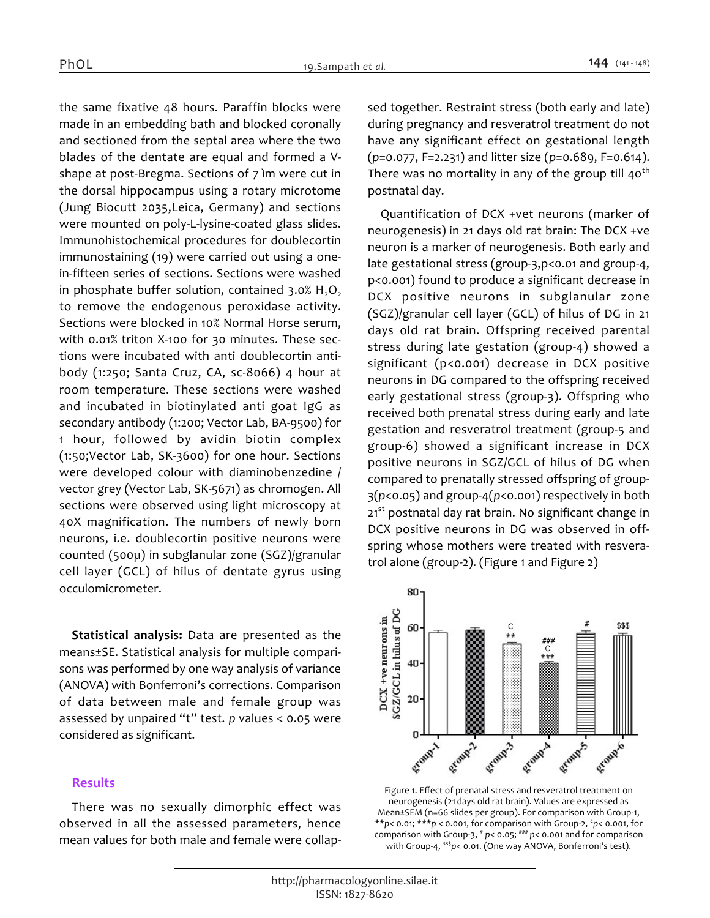the same fixative 48 hours. Paraffin blocks were made in an embedding bath and blocked coronally and sectioned from the septal area where the two blades of the dentate are equal and formed a V-shape at post-Bregma. Sections of 7 ìm were cut in the dorsal hippocampus using a rotary microtome (Jung Biocutt 2035,Leica, Germany) and sections were mounted on poly-L-lysine-coated glass slides. Immunohistochemical procedures for doublecortin immunostaining (19) were carried out using a one-in-fifteen series of sections. Sections were washed in phosphate buffer solution, contained 3.0% $H_2O_2$ to remove the endogenous peroxidase activity. Sections were blocked in 10% Normal Horse serum, with 0.01% triton X-100 for 30 minutes. These sections were incubated with anti doublecortin antibody (1:250; Santa Cruz, CA, sc-8066) 4 hour at room temperature. These sections were washed and incubated in biotinylated anti goat IgG as secondary antibody (1:200; Vector Lab, BA-9500) for 1 hour, followed by avidin biotin complex (1:50;Vector Lab, SK-3600) for one hour. Sections were developed colour with diaminobenzedine / vector grey (Vector Lab, SK-5671) as chromogen. All sections were observed using light microscopy at 40X magnification. The numbers of newly born neurons, i.e. doublecortin positive neurons were counted (500µ) in subglanular zone (SGZ)/granular cell layer (GCL) of hilus of dentate gyrus using occulomicrometer.

**Statistical analysis:** Data are presented as the means±SE. Statistical analysis for multiple comparisons was performed by one way analysis of variance (ANOVA) with Bonferroni's corrections. Comparison of data between male and female group was assessed by unpaired "t" test. *p* values < 0.05 were considered as significant.

## Results

There was no sexually dimorphic effect was observed in all the assessed parameters, hence mean values for both male and female were collapsed together. Restraint stress (both early and late) during pregnancy and resveratrol treatment do not have any significant effect on gestational length ($p$=0.077, F=2.231) and litter size ($p$=0.689, F=0.614). There was no mortality in any of the group till 40[th] postnatal day.

Quantification of DCX +vet neurons (marker of neurogenesis) in 21 days old rat brain: The DCX +ve neuron is a marker of neurogenesis. Both early and late gestational stress (group-3,p<0.01 and group-4, p<0.001) found to produce a significant decrease in DCX positive neurons in subglanular zone (SGZ)/granular cell layer (GCL) of hilus of DG in 21 days old rat brain. Offspring received parental stress during late gestation (group-4) showed a significant (p<0.001) decrease in DCX positive neurons in DG compared to the offspring received early gestational stress (group-3). Offspring who received both prenatal stress during early and late gestation and resveratrol treatment (group-5 and group-6) showed a significant increase in DCX positive neurons in SGZ/GCL of hilus of DG when compared to prenatally stressed offspring of group-3($p$<0.05) and group-4($p$<0.001) respectively in both 21[st] postnatal day rat brain. No significant change in DCX positive neurons in DG was observed in offspring whose mothers were treated with resveratrol alone (group-2). (Figure 1 and Figure 2)

Figure 1. Effect of prenatal stress and resveratrol treatment on neurogenesis (21 days old rat brain). Values are expressed as Mean±SEM (n=66 slides per group). For comparison with Group-1, **$p$< 0.01; ***$p$ < 0.001, for comparison with Group-2, [c]$p$< 0.001, for comparison with Group-3, [#] $p$< 0.05; [###] $p$< 0.001 and for comparison with Group-4, [$$$]$p$< 0.01. (One way ANOVA, Bonferroni's test).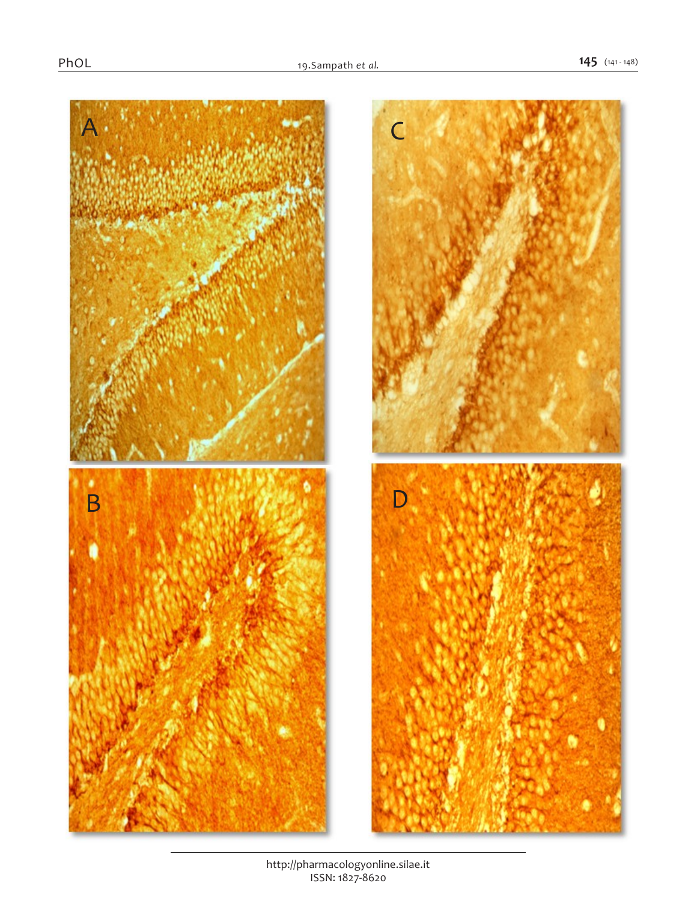A

C

B

D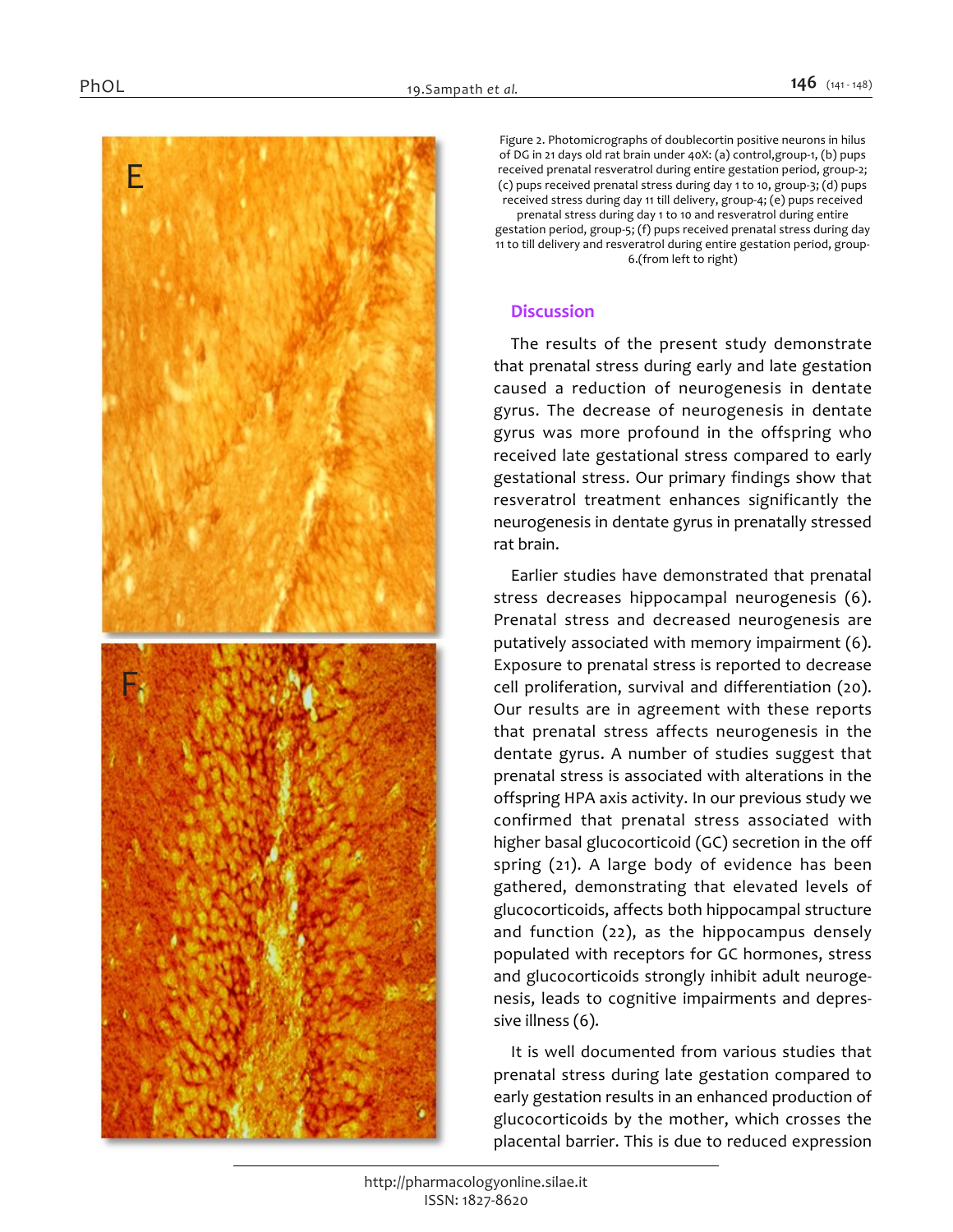Figure 2. Photomicrographs of doublecortin positive neurons in hilus of DG in 21 days old rat brain under 40X: (a) control,group-1, (b) pups received prenatal resveratrol during entire gestation period, group-2; (c) pups received prenatal stress during day 1 to 10, group-3; (d) pups received stress during day 11 till delivery, group-4; (e) pups received prenatal stress during day 1 to 10 and resveratrol during entire gestation period, group-5; (f) pups received prenatal stress during day 11 to till delivery and resveratrol during entire gestation period, group-6.(from left to right)

## Discussion

The results of the present study demonstrate that prenatal stress during early and late gestation caused a reduction of neurogenesis in dentate gyrus. The decrease of neurogenesis in dentate gyrus was more profound in the offspring who received late gestational stress compared to early gestational stress. Our primary findings show that resveratrol treatment enhances significantly the neurogenesis in dentate gyrus in prenatally stressed rat brain.

Earlier studies have demonstrated that prenatal stress decreases hippocampal neurogenesis (6). Prenatal stress and decreased neurogenesis are putatively associated with memory impairment (6). Exposure to prenatal stress is reported to decrease cell proliferation, survival and differentiation (20). Our results are in agreement with these reports that prenatal stress affects neurogenesis in the dentate gyrus. A number of studies suggest that prenatal stress is associated with alterations in the offspring HPA axis activity. In our previous study we confirmed that prenatal stress associated with higher basal glucocorticoid (GC) secretion in the off spring (21). A large body of evidence has been gathered, demonstrating that elevated levels of glucocorticoids, affects both hippocampal structure and function (22), as the hippocampus densely populated with receptors for GC hormones, stress and glucocorticoids strongly inhibit adult neurogenesis, leads to cognitive impairments and depressive illness (6).

It is well documented from various studies that prenatal stress during late gestation compared to early gestation results in an enhanced production of glucocorticoids by the mother, which crosses the placental barrier. This is due to reduced expression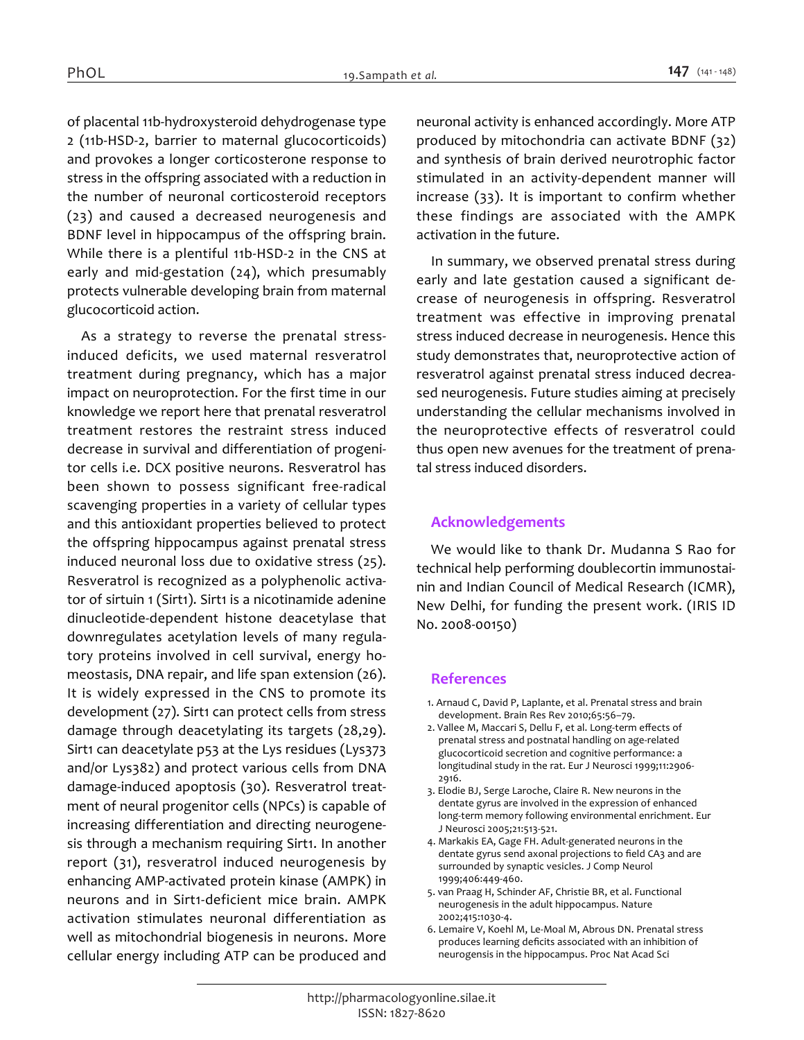of placental 11b-hydroxysteroid dehydrogenase type 2 (11b-HSD-2, barrier to maternal glucocorticoids) and provokes a longer corticosterone response to stress in the offspring associated with a reduction in the number of neuronal corticosteroid receptors (23) and caused a decreased neurogenesis and BDNF level in hippocampus of the offspring brain. While there is a plentiful 11b-HSD-2 in the CNS at early and mid-gestation (24), which presumably protects vulnerable developing brain from maternal glucocorticoid action.

As a strategy to reverse the prenatal stress-induced deficits, we used maternal resveratrol treatment during pregnancy, which has a major impact on neuroprotection. For the first time in our knowledge we report here that prenatal resveratrol treatment restores the restraint stress induced decrease in survival and differentiation of progenitor cells i.e. DCX positive neurons. Resveratrol has been shown to possess significant free-radical scavenging properties in a variety of cellular types and this antioxidant properties believed to protect the offspring hippocampus against prenatal stress induced neuronal loss due to oxidative stress (25). Resveratrol is recognized as a polyphenolic activator of sirtuin 1 (Sirt1). Sirt1 is a nicotinamide adenine dinucleotide-dependent histone deacetylase that downregulates acetylation levels of many regulatory proteins involved in cell survival, energy homeostasis, DNA repair, and life span extension (26). It is widely expressed in the CNS to promote its development (27). Sirt1 can protect cells from stress damage through deacetylating its targets (28,29). Sirt1 can deacetylate p53 at the Lys residues (Lys373 and/or Lys382) and protect various cells from DNA damage-induced apoptosis (30). Resveratrol treatment of neural progenitor cells (NPCs) is capable of increasing differentiation and directing neurogenesis through a mechanism requiring Sirt1. In another report (31), resveratrol induced neurogenesis by enhancing AMP-activated protein kinase (AMPK) in neurons and in Sirt1-deficient mice brain. AMPK activation stimulates neuronal differentiation as well as mitochondrial biogenesis in neurons. More cellular energy including ATP can be produced and neuronal activity is enhanced accordingly. More ATP produced by mitochondria can activate BDNF (32) and synthesis of brain derived neurotrophic factor stimulated in an activity-dependent manner will increase (33). It is important to confirm whether these findings are associated with the AMPK activation in the future.

In summary, we observed prenatal stress during early and late gestation caused a significant decrease of neurogenesis in offspring. Resveratrol treatment was effective in improving prenatal stress induced decrease in neurogenesis. Hence this study demonstrates that, neuroprotective action of resveratrol against prenatal stress induced decreased neurogenesis. Future studies aiming at precisely understanding the cellular mechanisms involved in the neuroprotective effects of resveratrol could thus open new avenues for the treatment of prenatal stress induced disorders.

## Acknowledgements

We would like to thank Dr. Mudanna S Rao for technical help performing doublecortin immunostainin and Indian Council of Medical Research (ICMR), New Delhi, for funding the present work. (IRIS ID No. 2008-00150)

## References

1. Arnaud C, David P, Laplante, et al. Prenatal stress and brain development. Brain Res Rev 2010;65:56–79.
2. Vallee M, Maccari S, Dellu F, et al. Long-term effects of prenatal stress and postnatal handling on age-related glucocorticoid secretion and cognitive performance: a longitudinal study in the rat. Eur J Neurosci 1999;11:2906-2916.
3. Elodie BJ, Serge Laroche, Claire R. New neurons in the dentate gyrus are involved in the expression of enhanced long-term memory following environmental enrichment. Eur J Neurosci 2005;21:513-521.
4. Markakis EA, Gage FH. Adult-generated neurons in the dentate gyrus send axonal projections to field CA3 and are surrounded by synaptic vesicles. J Comp Neurol 1999;406:449-460.
5. van Praag H, Schinder AF, Christie BR, et al. Functional neurogenesis in the adult hippocampus. Nature 2002;415:1030-4.
6. Lemaire V, Koehl M, Le-Moal M, Abrous DN. Prenatal stress produces learning deficits associated with an inhibition of neurogensis in the hippocampus. Proc Nat Acad Sci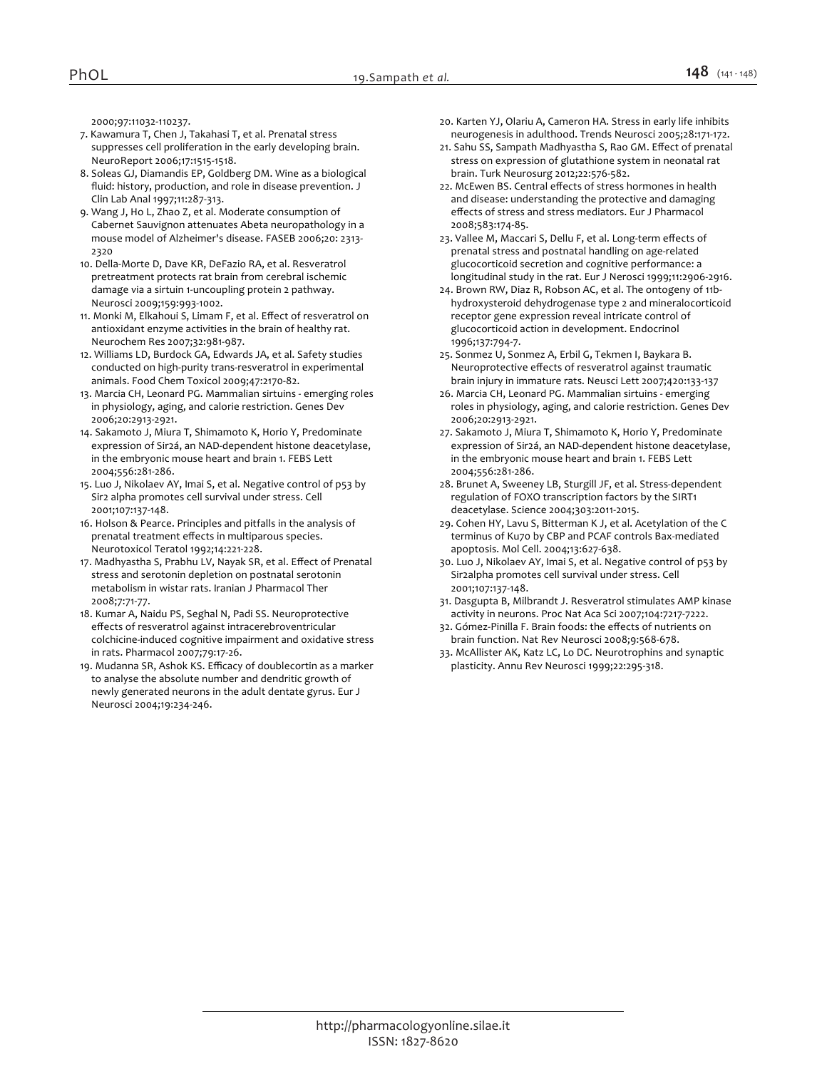2000;97:11032-110237.

7. Kawamura T, Chen J, Takahasi T, et al. Prenatal stress suppresses cell proliferation in the early developing brain. NeuroReport 2006;17:1515-1518.
8. Soleas GJ, Diamandis EP, Goldberg DM. Wine as a biological fluid: history, production, and role in disease prevention. J Clin Lab Anal 1997;11:287-313.
9. Wang J, Ho L, Zhao Z, et al. Moderate consumption of Cabernet Sauvignon attenuates Abeta neuropathology in a mouse model of Alzheimer's disease. FASEB 2006;20: 2313-2320
10. Della-Morte D, Dave KR, DeFazio RA, et al. Resveratrol pretreatment protects rat brain from cerebral ischemic damage via a sirtuin 1-uncoupling protein 2 pathway. Neurosci 2009;159:993-1002.
11. Monki M, Elkahoui S, Limam F, et al. Effect of resveratrol on antioxidant enzyme activities in the brain of healthy rat. Neurochem Res 2007;32:981-987.
12. Williams LD, Burdock GA, Edwards JA, et al. Safety studies conducted on high-purity trans-resveratrol in experimental animals. Food Chem Toxicol 2009;47:2170-82.
13. Marcia CH, Leonard PG. Mammalian sirtuins - emerging roles in physiology, aging, and calorie restriction. Genes Dev 2006;20:2913-2921.
14. Sakamoto J, Miura T, Shimamoto K, Horio Y, Predominate expression of Sir2á, an NAD-dependent histone deacetylase, in the embryonic mouse heart and brain 1. FEBS Lett 2004;556:281-286.
15. Luo J, Nikolaev AY, Imai S, et al. Negative control of p53 by Sir2 alpha promotes cell survival under stress. Cell 2001;107:137-148.
16. Holson & Pearce. Principles and pitfalls in the analysis of prenatal treatment effects in multiparous species. Neurotoxicol Teratol 1992;14:221-228.
17. Madhyastha S, Prabhu LV, Nayak SR, et al. Effect of Prenatal stress and serotonin depletion on postnatal serotonin metabolism in wistar rats. Iranian J Pharmacol Ther 2008;7:71-77.
18. Kumar A, Naidu PS, Seghal N, Padi SS. Neuroprotective effects of resveratrol against intracerebroventricular colchicine-induced cognitive impairment and oxidative stress in rats. Pharmacol 2007;79:17-26.
19. Mudanna SR, Ashok KS. Efficacy of doublecortin as a marker to analyse the absolute number and dendritic growth of newly generated neurons in the adult dentate gyrus. Eur J Neurosci 2004;19:234-246.
20. Karten YJ, Olariu A, Cameron HA. Stress in early life inhibits neurogenesis in adulthood. Trends Neurosci 2005;28:171-172.
21. Sahu SS, Sampath Madhyastha S, Rao GM. Effect of prenatal stress on expression of glutathione system in neonatal rat brain. Turk Neurosurg 2012;22:576-582.
22. McEwen BS. Central effects of stress hormones in health and disease: understanding the protective and damaging effects of stress and stress mediators. Eur J Pharmacol 2008;583:174-85.
23. Vallee M, Maccari S, Dellu F, et al. Long-term effects of prenatal stress and postnatal handling on age-related glucocorticoid secretion and cognitive performance: a longitudinal study in the rat. Eur J Nerosci 1999;11:2906-2916.
24. Brown RW, Diaz R, Robson AC, et al. The ontogeny of 11b-hydroxysteroid dehydrogenase type 2 and mineralocorticoid receptor gene expression reveal intricate control of glucocorticoid action in development. Endocrinol 1996;137:794-7.
25. Sonmez U, Sonmez A, Erbil G, Tekmen I, Baykara B. Neuroprotective effects of resveratrol against traumatic brain injury in immature rats. Neusci Lett 2007;420:133-137
26. Marcia CH, Leonard PG. Mammalian sirtuins - emerging roles in physiology, aging, and calorie restriction. Genes Dev 2006;20:2913-2921.
27. Sakamoto J, Miura T, Shimamoto K, Horio Y, Predominate expression of Sir2á, an NAD-dependent histone deacetylase, in the embryonic mouse heart and brain 1. FEBS Lett 2004;556:281-286.
28. Brunet A, Sweeney LB, Sturgill JF, et al. Stress-dependent regulation of FOXO transcription factors by the SIRT1 deacetylase. Science 2004;303:2011-2015.
29. Cohen HY, Lavu S, Bitterman K J, et al. Acetylation of the C terminus of Ku70 by CBP and PCAF controls Bax-mediated apoptosis. Mol Cell. 2004;13:627-638.
30. Luo J, Nikolaev AY, Imai S, et al. Negative control of p53 by Sir2alpha promotes cell survival under stress. Cell 2001;107:137-148.
31. Dasgupta B, Milbrandt J. Resveratrol stimulates AMP kinase activity in neurons. Proc Nat Aca Sci 2007;104:7217-7222.
32. Gómez-Pinilla F. Brain foods: the effects of nutrients on brain function. Nat Rev Neurosci 2008;9:568-678.
33. McAllister AK, Katz LC, Lo DC. Neurotrophins and synaptic plasticity. Annu Rev Neurosci 1999;22:295-318.